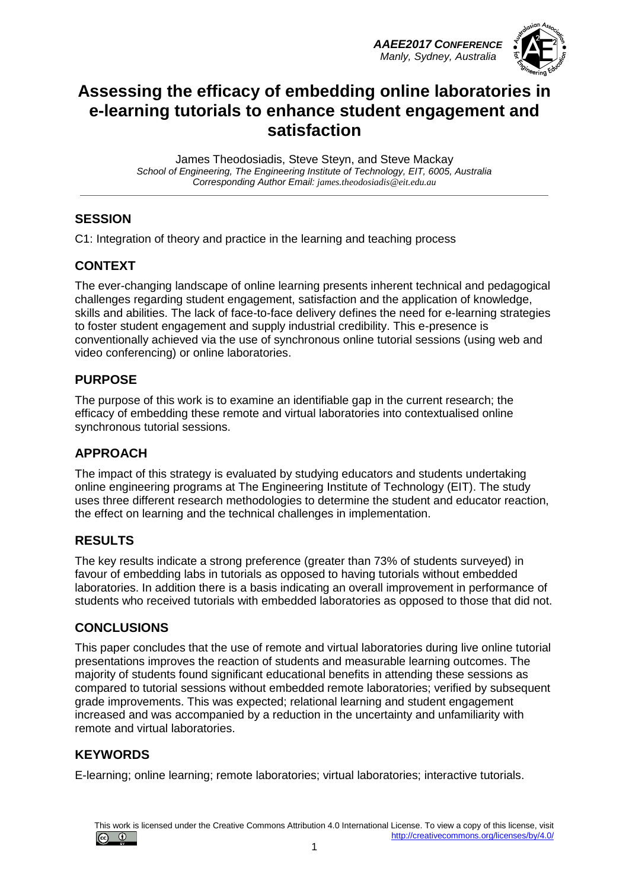# Assessing the efficacy of embedding online laboratories in e-learning tutorials to enhance student engagement and satisfaction

James Theodosiadis, Steve Steyn, and Steve Mackay
*School of Engineering, The Engineering Institute of Technology, EIT, 6005, Australia*
*Corresponding Author Email: james.theodosiadis@eit.edu.au*

## SESSION

C1: Integration of theory and practice in the learning and teaching process

## CONTEXT

The ever-changing landscape of online learning presents inherent technical and pedagogical challenges regarding student engagement, satisfaction and the application of knowledge, skills and abilities. The lack of face-to-face delivery defines the need for e-learning strategies to foster student engagement and supply industrial credibility. This e-presence is conventionally achieved via the use of synchronous online tutorial sessions (using web and video conferencing) or online laboratories.

## PURPOSE

The purpose of this work is to examine an identifiable gap in the current research; the efficacy of embedding these remote and virtual laboratories into contextualised online synchronous tutorial sessions.

## APPROACH

The impact of this strategy is evaluated by studying educators and students undertaking online engineering programs at The Engineering Institute of Technology (EIT). The study uses three different research methodologies to determine the student and educator reaction, the effect on learning and the technical challenges in implementation.

## RESULTS

The key results indicate a strong preference (greater than 73% of students surveyed) in favour of embedding labs in tutorials as opposed to having tutorials without embedded laboratories. In addition there is a basis indicating an overall improvement in performance of students who received tutorials with embedded laboratories as opposed to those that did not.

## CONCLUSIONS

This paper concludes that the use of remote and virtual laboratories during live online tutorial presentations improves the reaction of students and measurable learning outcomes. The majority of students found significant educational benefits in attending these sessions as compared to tutorial sessions without embedded remote laboratories; verified by subsequent grade improvements. This was expected; relational learning and student engagement increased and was accompanied by a reduction in the uncertainty and unfamiliarity with remote and virtual laboratories.

## KEYWORDS

E-learning; online learning; remote laboratories; virtual laboratories; interactive tutorials.

This work is licensed under the Creative Commons Attribution 4.0 International License. To view a copy of this license, visit http://creativecommons.org/licenses/by/4.0/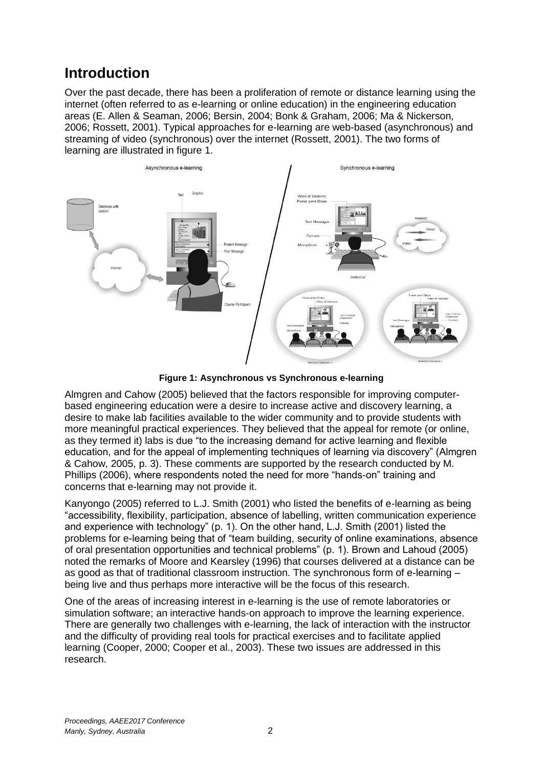# Introduction

Over the past decade, there has been a proliferation of remote or distance learning using the internet (often referred to as e-learning or online education) in the engineering education areas (E. Allen & Seaman, 2006; Bersin, 2004; Bonk & Graham, 2006; Ma & Nickerson, 2006; Rossett, 2001). Typical approaches for e-learning are web-based (asynchronous) and streaming of video (synchronous) over the internet (Rossett, 2001). The two forms of learning are illustrated in figure 1.

**Figure 1: Asynchronous vs Synchronous e-learning**

Almgren and Cahow (2005) believed that the factors responsible for improving computer-based engineering education were a desire to increase active and discovery learning, a desire to make lab facilities available to the wider community and to provide students with more meaningful practical experiences. They believed that the appeal for remote (or online, as they termed it) labs is due "to the increasing demand for active learning and flexible education, and for the appeal of implementing techniques of learning via discovery" (Almgren & Cahow, 2005, p. 3). These comments are supported by the research conducted by M. Phillips (2006), where respondents noted the need for more "hands-on" training and concerns that e-learning may not provide it.

Kanyongo (2005) referred to L.J. Smith (2001) who listed the benefits of e-learning as being "accessibility, flexibility, participation, absence of labelling, written communication experience and experience with technology" (p. 1). On the other hand, L.J. Smith (2001) listed the problems for e-learning being that of "team building, security of online examinations, absence of oral presentation opportunities and technical problems" (p. 1). Brown and Lahoud (2005) noted the remarks of Moore and Kearsley (1996) that courses delivered at a distance can be as good as that of traditional classroom instruction. The synchronous form of e-learning – being live and thus perhaps more interactive will be the focus of this research.

One of the areas of increasing interest in e-learning is the use of remote laboratories or simulation software; an interactive hands-on approach to improve the learning experience. There are generally two challenges with e-learning, the lack of interaction with the instructor and the difficulty of providing real tools for practical exercises and to facilitate applied learning (Cooper, 2000; Cooper et al., 2003). These two issues are addressed in this research.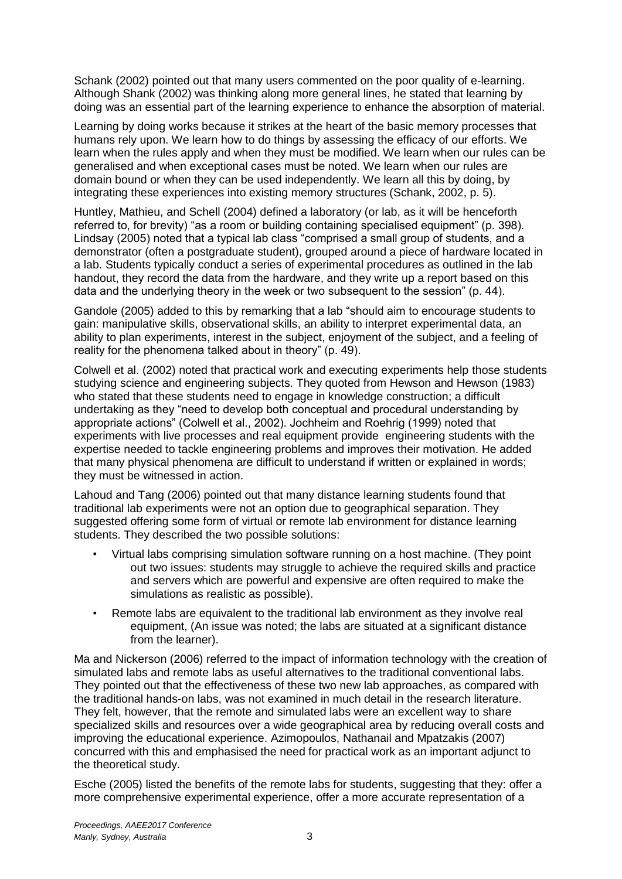Schank (2002) pointed out that many users commented on the poor quality of e-learning. Although Shank (2002) was thinking along more general lines, he stated that learning by doing was an essential part of the learning experience to enhance the absorption of material.

Learning by doing works because it strikes at the heart of the basic memory processes that humans rely upon. We learn how to do things by assessing the efficacy of our efforts. We learn when the rules apply and when they must be modified. We learn when our rules can be generalised and when exceptional cases must be noted. We learn when our rules are domain bound or when they can be used independently. We learn all this by doing, by integrating these experiences into existing memory structures (Schank, 2002, p. 5).

Huntley, Mathieu, and Schell (2004) defined a laboratory (or lab, as it will be henceforth referred to, for brevity) "as a room or building containing specialised equipment" (p. 398). Lindsay (2005) noted that a typical lab class "comprised a small group of students, and a demonstrator (often a postgraduate student), grouped around a piece of hardware located in a lab. Students typically conduct a series of experimental procedures as outlined in the lab handout, they record the data from the hardware, and they write up a report based on this data and the underlying theory in the week or two subsequent to the session" (p. 44).

Gandole (2005) added to this by remarking that a lab "should aim to encourage students to gain: manipulative skills, observational skills, an ability to interpret experimental data, an ability to plan experiments, interest in the subject, enjoyment of the subject, and a feeling of reality for the phenomena talked about in theory" (p. 49).

Colwell et al. (2002) noted that practical work and executing experiments help those students studying science and engineering subjects. They quoted from Hewson and Hewson (1983) who stated that these students need to engage in knowledge construction; a difficult undertaking as they "need to develop both conceptual and procedural understanding by appropriate actions" (Colwell et al., 2002). Jochheim and Roehrig (1999) noted that experiments with live processes and real equipment provide engineering students with the expertise needed to tackle engineering problems and improves their motivation. He added that many physical phenomena are difficult to understand if written or explained in words; they must be witnessed in action.

Lahoud and Tang (2006) pointed out that many distance learning students found that traditional lab experiments were not an option due to geographical separation. They suggested offering some form of virtual or remote lab environment for distance learning students. They described the two possible solutions:

- Virtual labs comprising simulation software running on a host machine. (They point out two issues: students may struggle to achieve the required skills and practice and servers which are powerful and expensive are often required to make the simulations as realistic as possible).
- Remote labs are equivalent to the traditional lab environment as they involve real equipment, (An issue was noted; the labs are situated at a significant distance from the learner).

Ma and Nickerson (2006) referred to the impact of information technology with the creation of simulated labs and remote labs as useful alternatives to the traditional conventional labs. They pointed out that the effectiveness of these two new lab approaches, as compared with the traditional hands-on labs, was not examined in much detail in the research literature. They felt, however, that the remote and simulated labs were an excellent way to share specialized skills and resources over a wide geographical area by reducing overall costs and improving the educational experience. Azimopoulos, Nathanail and Mpatzakis (2007) concurred with this and emphasised the need for practical work as an important adjunct to the theoretical study.

Esche (2005) listed the benefits of the remote labs for students, suggesting that they: offer a more comprehensive experimental experience, offer a more accurate representation of a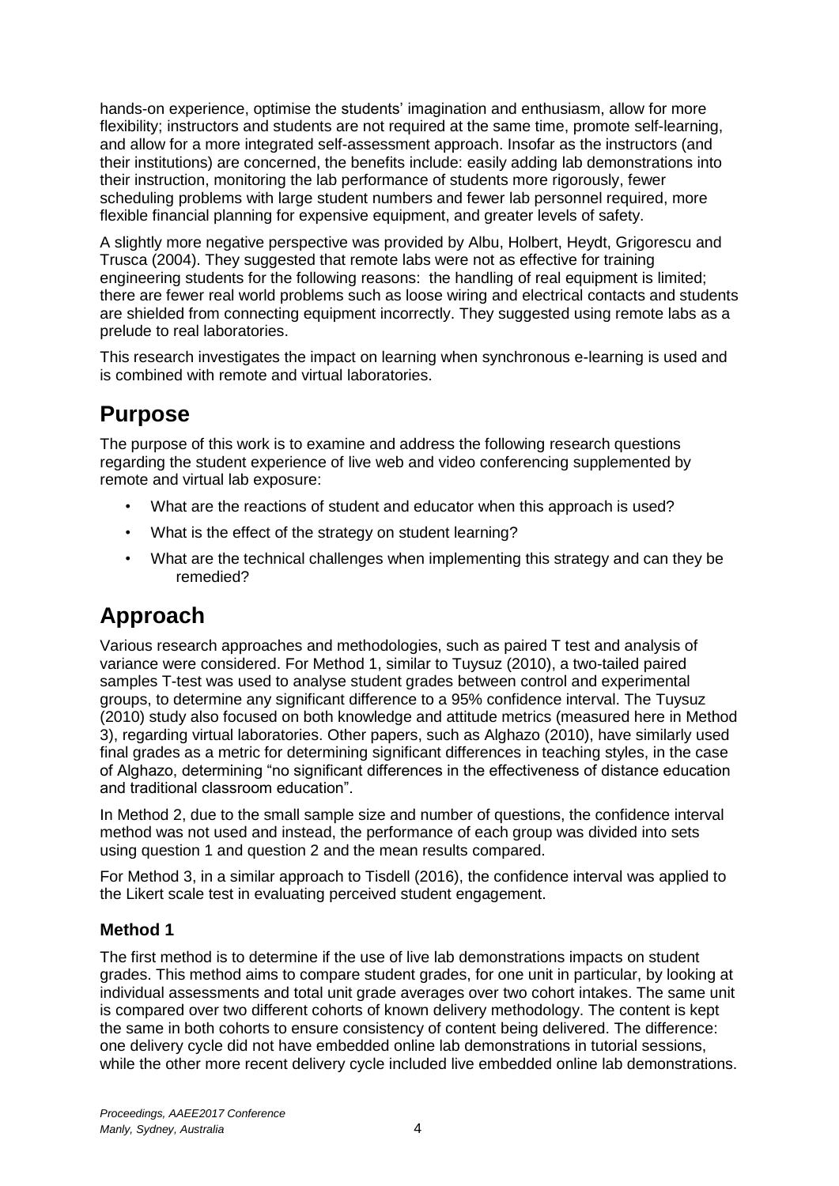hands-on experience, optimise the students' imagination and enthusiasm, allow for more flexibility; instructors and students are not required at the same time, promote self-learning, and allow for a more integrated self-assessment approach. Insofar as the instructors (and their institutions) are concerned, the benefits include: easily adding lab demonstrations into their instruction, monitoring the lab performance of students more rigorously, fewer scheduling problems with large student numbers and fewer lab personnel required, more flexible financial planning for expensive equipment, and greater levels of safety.

A slightly more negative perspective was provided by Albu, Holbert, Heydt, Grigorescu and Trusca (2004). They suggested that remote labs were not as effective for training engineering students for the following reasons: the handling of real equipment is limited; there are fewer real world problems such as loose wiring and electrical contacts and students are shielded from connecting equipment incorrectly. They suggested using remote labs as a prelude to real laboratories.

This research investigates the impact on learning when synchronous e-learning is used and is combined with remote and virtual laboratories.

# Purpose

The purpose of this work is to examine and address the following research questions regarding the student experience of live web and video conferencing supplemented by remote and virtual lab exposure:

- What are the reactions of student and educator when this approach is used?
- What is the effect of the strategy on student learning?
- What are the technical challenges when implementing this strategy and can they be remedied?

# Approach

Various research approaches and methodologies, such as paired T test and analysis of variance were considered. For Method 1, similar to Tuysuz (2010), a two-tailed paired samples T-test was used to analyse student grades between control and experimental groups, to determine any significant difference to a 95% confidence interval. The Tuysuz (2010) study also focused on both knowledge and attitude metrics (measured here in Method 3), regarding virtual laboratories. Other papers, such as Alghazo (2010), have similarly used final grades as a metric for determining significant differences in teaching styles, in the case of Alghazo, determining "no significant differences in the effectiveness of distance education and traditional classroom education".

In Method 2, due to the small sample size and number of questions, the confidence interval method was not used and instead, the performance of each group was divided into sets using question 1 and question 2 and the mean results compared.

For Method 3, in a similar approach to Tisdell (2016), the confidence interval was applied to the Likert scale test in evaluating perceived student engagement.

### Method 1

The first method is to determine if the use of live lab demonstrations impacts on student grades. This method aims to compare student grades, for one unit in particular, by looking at individual assessments and total unit grade averages over two cohort intakes. The same unit is compared over two different cohorts of known delivery methodology. The content is kept the same in both cohorts to ensure consistency of content being delivered. The difference: one delivery cycle did not have embedded online lab demonstrations in tutorial sessions, while the other more recent delivery cycle included live embedded online lab demonstrations.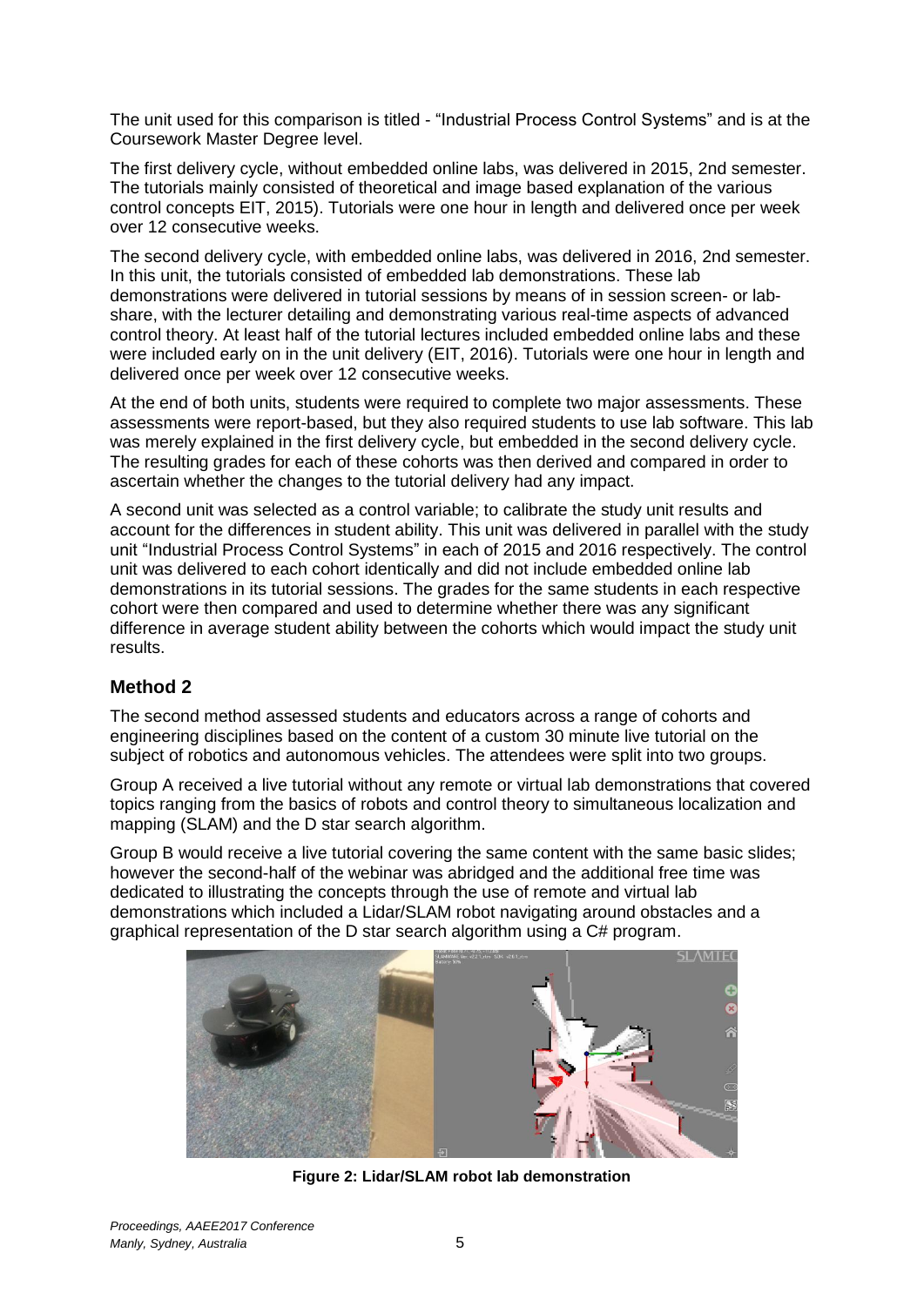The unit used for this comparison is titled - “Industrial Process Control Systems” and is at the Coursework Master Degree level.

The first delivery cycle, without embedded online labs, was delivered in 2015, 2nd semester. The tutorials mainly consisted of theoretical and image based explanation of the various control concepts EIT, 2015). Tutorials were one hour in length and delivered once per week over 12 consecutive weeks.

The second delivery cycle, with embedded online labs, was delivered in 2016, 2nd semester. In this unit, the tutorials consisted of embedded lab demonstrations. These lab demonstrations were delivered in tutorial sessions by means of in session screen- or lab-share, with the lecturer detailing and demonstrating various real-time aspects of advanced control theory. At least half of the tutorial lectures included embedded online labs and these were included early on in the unit delivery (EIT, 2016). Tutorials were one hour in length and delivered once per week over 12 consecutive weeks.

At the end of both units, students were required to complete two major assessments. These assessments were report-based, but they also required students to use lab software. This lab was merely explained in the first delivery cycle, but embedded in the second delivery cycle. The resulting grades for each of these cohorts was then derived and compared in order to ascertain whether the changes to the tutorial delivery had any impact.

A second unit was selected as a control variable; to calibrate the study unit results and account for the differences in student ability. This unit was delivered in parallel with the study unit “Industrial Process Control Systems” in each of 2015 and 2016 respectively. The control unit was delivered to each cohort identically and did not include embedded online lab demonstrations in its tutorial sessions. The grades for the same students in each respective cohort were then compared and used to determine whether there was any significant difference in average student ability between the cohorts which would impact the study unit results.

## Method 2

The second method assessed students and educators across a range of cohorts and engineering disciplines based on the content of a custom 30 minute live tutorial on the subject of robotics and autonomous vehicles. The attendees were split into two groups.

Group A received a live tutorial without any remote or virtual lab demonstrations that covered topics ranging from the basics of robots and control theory to simultaneous localization and mapping (SLAM) and the D star search algorithm.

Group B would receive a live tutorial covering the same content with the same basic slides; however the second-half of the webinar was abridged and the additional free time was dedicated to illustrating the concepts through the use of remote and virtual lab demonstrations which included a Lidar/SLAM robot navigating around obstacles and a graphical representation of the D star search algorithm using a C# program.

**Figure 2: Lidar/SLAM robot lab demonstration**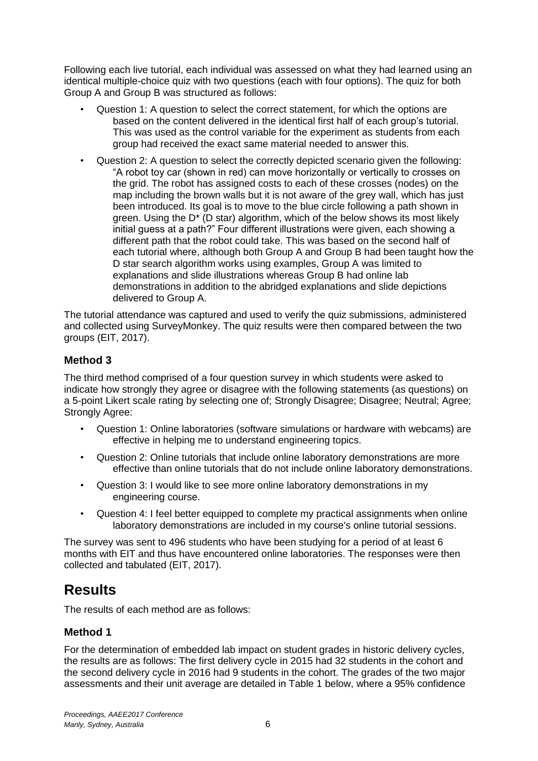Following each live tutorial, each individual was assessed on what they had learned using an identical multiple-choice quiz with two questions (each with four options). The quiz for both Group A and Group B was structured as follows:

- Question 1: A question to select the correct statement, for which the options are based on the content delivered in the identical first half of each group's tutorial. This was used as the control variable for the experiment as students from each group had received the exact same material needed to answer this.
- Question 2: A question to select the correctly depicted scenario given the following: "A robot toy car (shown in red) can move horizontally or vertically to crosses on the grid. The robot has assigned costs to each of these crosses (nodes) on the map including the brown walls but it is not aware of the grey wall, which has just been introduced. Its goal is to move to the blue circle following a path shown in green. Using the D* (D star) algorithm, which of the below shows its most likely initial guess at a path?" Four different illustrations were given, each showing a different path that the robot could take. This was based on the second half of each tutorial where, although both Group A and Group B had been taught how the D star search algorithm works using examples, Group A was limited to explanations and slide illustrations whereas Group B had online lab demonstrations in addition to the abridged explanations and slide depictions delivered to Group A.

The tutorial attendance was captured and used to verify the quiz submissions, administered and collected using SurveyMonkey. The quiz results were then compared between the two groups (EIT, 2017).

### Method 3

The third method comprised of a four question survey in which students were asked to indicate how strongly they agree or disagree with the following statements (as questions) on a 5-point Likert scale rating by selecting one of; Strongly Disagree; Disagree; Neutral; Agree; Strongly Agree:

- Question 1: Online laboratories (software simulations or hardware with webcams) are effective in helping me to understand engineering topics.
- Question 2: Online tutorials that include online laboratory demonstrations are more effective than online tutorials that do not include online laboratory demonstrations.
- Question 3: I would like to see more online laboratory demonstrations in my engineering course.
- Question 4: I feel better equipped to complete my practical assignments when online laboratory demonstrations are included in my course's online tutorial sessions.

The survey was sent to 496 students who have been studying for a period of at least 6 months with EIT and thus have encountered online laboratories. The responses were then collected and tabulated (EIT, 2017).

## Results

The results of each method are as follows:

### Method 1

For the determination of embedded lab impact on student grades in historic delivery cycles, the results are as follows: The first delivery cycle in 2015 had 32 students in the cohort and the second delivery cycle in 2016 had 9 students in the cohort. The grades of the two major assessments and their unit average are detailed in Table 1 below, where a 95% confidence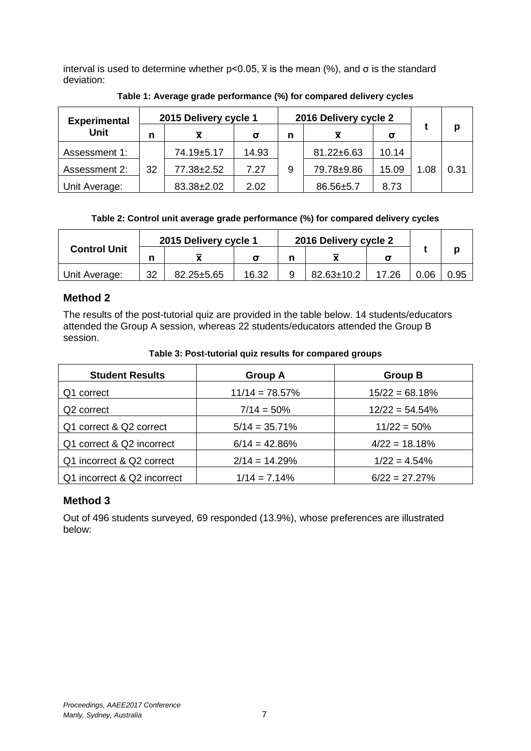interval is used to determine whether $p<0.05$, $\overline{x}$ is the mean (%), and σ is the standard deviation:

**Table 1: Average grade performance (%) for compared delivery cycles**

| Experimental Unit | 2015 Delivery cycle 1 | | | 2016 Delivery cycle 2 | | | t | p |
|---|---|---|---|---|---|---|---|---|
| | n | $\overline{x}$ | σ | n | $\overline{x}$ | σ | | |
| Assessment 1: | 32 | 74.19±5.17 | 14.93 | 9 | 81.22±6.63 | 10.14 | 1.08 | 0.31 |
| Assessment 2: | | 77.38±2.52 | 7.27 | | 79.78±9.86 | 15.09 | | |
| Unit Average: | | 83.38±2.02 | 2.02 | | 86.56±5.7 | 8.73 | | |

**Table 2: Control unit average grade performance (%) for compared delivery cycles**

| Control Unit | 2015 Delivery cycle 1 | | | 2016 Delivery cycle 2 | | | t | p |
|---|---|---|---|---|---|---|---|---|
| | n | $\overline{x}$ | σ | n | $\overline{x}$ | σ | | |
| Unit Average: | 32 | 82.25±5.65 | 16.32 | 9 | 82.63±10.2 | 17.26 | 0.06 | 0.95 |

## Method 2

The results of the post-tutorial quiz are provided in the table below. 14 students/educators attended the Group A session, whereas 22 students/educators attended the Group B session.

**Table 3: Post-tutorial quiz results for compared groups**

| Student Results | Group A | Group B |
|---|---|---|
| Q1 correct | 11/14 = 78.57% | 15/22 = 68.18% |
| Q2 correct | 7/14 = 50% | 12/22 = 54.54% |
| Q1 correct & Q2 correct | 5/14 = 35.71% | 11/22 = 50% |
| Q1 correct & Q2 incorrect | 6/14 = 42.86% | 4/22 = 18.18% |
| Q1 incorrect & Q2 correct | 2/14 = 14.29% | 1/22 = 4.54% |
| Q1 incorrect & Q2 incorrect | 1/14 = 7.14% | 6/22 = 27.27% |

## Method 3

Out of 496 students surveyed, 69 responded (13.9%), whose preferences are illustrated below: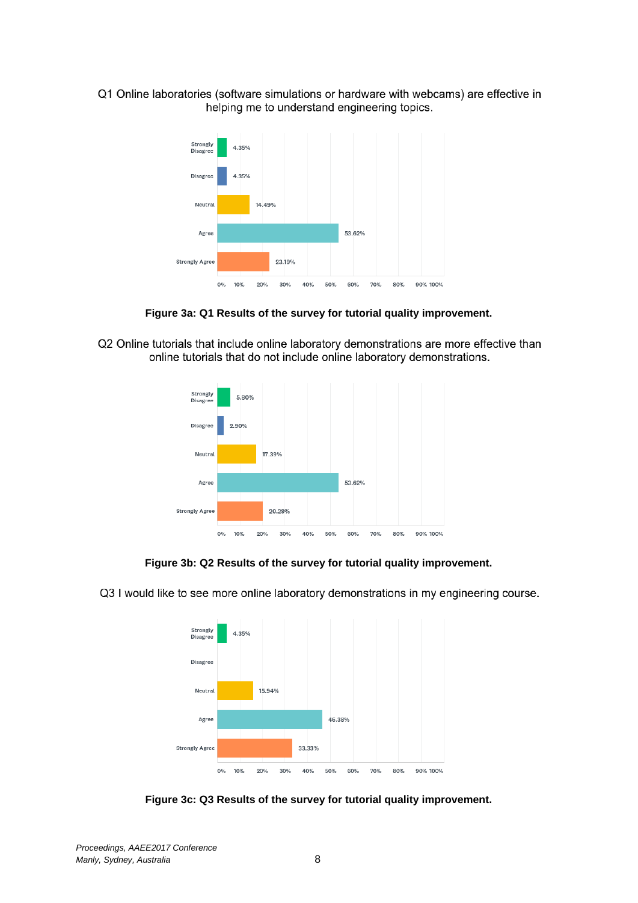Q1 Online laboratories (software simulations or hardware with webcams) are effective in helping me to understand engineering topics.

| Response | Percentage |
|---|---|
| Strongly Disagree | 4.35% |
| Disagree | 4.35% |
| Neutral | 14.49% |
| Agree | 53.62% |
| Strongly Agree | 23.19% |

**Figure 3a: Q1 Results of the survey for tutorial quality improvement.**

Q2 Online tutorials that include online laboratory demonstrations are more effective than online tutorials that do not include online laboratory demonstrations.

| Response | Percentage |
|---|---|
| Strongly Disagree | 5.80% |
| Disagree | 2.90% |
| Neutral | 17.39% |
| Agree | 53.62% |
| Strongly Agree | 20.29% |

**Figure 3b: Q2 Results of the survey for tutorial quality improvement.**

Q3 I would like to see more online laboratory demonstrations in my engineering course.

| Response | Percentage |
|---|---|
| Strongly Disagree | 4.35% |
| Disagree | |
| Neutral | 15.94% |
| Agree | 46.38% |
| Strongly Agree | 33.33% |

**Figure 3c: Q3 Results of the survey for tutorial quality improvement.**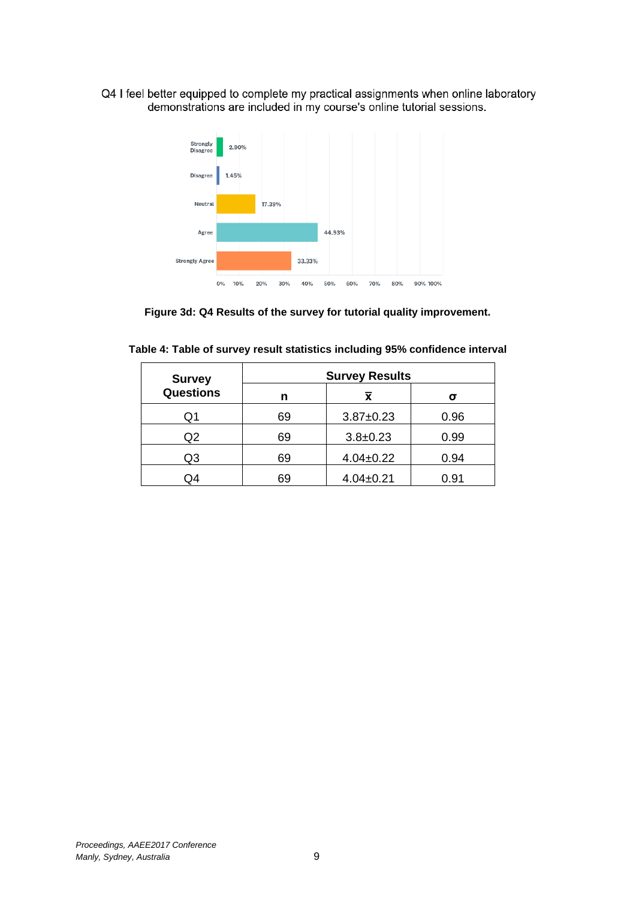Q4 I feel better equipped to complete my practical assignments when online laboratory demonstrations are included in my course's online tutorial sessions.

| Response | Percentage |
|---|---|
| Strongly Disagree | 2.90% |
| Disagree | 1.45% |
| Neutral | 17.39% |
| Agree | 44.93% |
| Strongly Agree | 33.33% |

**Figure 3d: Q4 Results of the survey for tutorial quality improvement.**

**Table 4: Table of survey result statistics including 95% confidence interval**

| Survey Questions | Survey Results | | |
|---|---|---|---|
| | n | $\bar{x}$ | σ |
| Q1 | 69 | 3.87±0.23 | 0.96 |
| Q2 | 69 | 3.8±0.23 | 0.99 |
| Q3 | 69 | 4.04±0.22 | 0.94 |
| Q4 | 69 | 4.04±0.21 | 0.91 |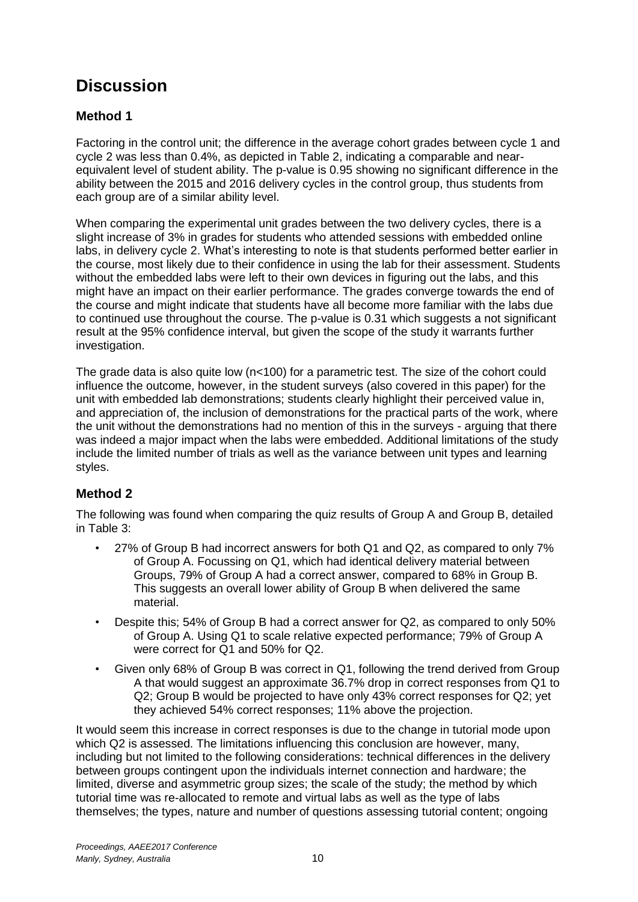# Discussion

## Method 1

Factoring in the control unit; the difference in the average cohort grades between cycle 1 and cycle 2 was less than 0.4%, as depicted in Table 2, indicating a comparable and near-equivalent level of student ability. The p-value is 0.95 showing no significant difference in the ability between the 2015 and 2016 delivery cycles in the control group, thus students from each group are of a similar ability level.

When comparing the experimental unit grades between the two delivery cycles, there is a slight increase of 3% in grades for students who attended sessions with embedded online labs, in delivery cycle 2. What's interesting to note is that students performed better earlier in the course, most likely due to their confidence in using the lab for their assessment. Students without the embedded labs were left to their own devices in figuring out the labs, and this might have an impact on their earlier performance. The grades converge towards the end of the course and might indicate that students have all become more familiar with the labs due to continued use throughout the course. The p-value is 0.31 which suggests a not significant result at the 95% confidence interval, but given the scope of the study it warrants further investigation.

The grade data is also quite low (n<100) for a parametric test. The size of the cohort could influence the outcome, however, in the student surveys (also covered in this paper) for the unit with embedded lab demonstrations; students clearly highlight their perceived value in, and appreciation of, the inclusion of demonstrations for the practical parts of the work, where the unit without the demonstrations had no mention of this in the surveys - arguing that there was indeed a major impact when the labs were embedded. Additional limitations of the study include the limited number of trials as well as the variance between unit types and learning styles.

## Method 2

The following was found when comparing the quiz results of Group A and Group B, detailed in Table 3:

- 27% of Group B had incorrect answers for both Q1 and Q2, as compared to only 7% of Group A. Focussing on Q1, which had identical delivery material between Groups, 79% of Group A had a correct answer, compared to 68% in Group B. This suggests an overall lower ability of Group B when delivered the same material.
- Despite this; 54% of Group B had a correct answer for Q2, as compared to only 50% of Group A. Using Q1 to scale relative expected performance; 79% of Group A were correct for Q1 and 50% for Q2.
- Given only 68% of Group B was correct in Q1, following the trend derived from Group A that would suggest an approximate 36.7% drop in correct responses from Q1 to Q2; Group B would be projected to have only 43% correct responses for Q2; yet they achieved 54% correct responses; 11% above the projection.

It would seem this increase in correct responses is due to the change in tutorial mode upon which Q2 is assessed. The limitations influencing this conclusion are however, many, including but not limited to the following considerations: technical differences in the delivery between groups contingent upon the individuals internet connection and hardware; the limited, diverse and asymmetric group sizes; the scale of the study; the method by which tutorial time was re-allocated to remote and virtual labs as well as the type of labs themselves; the types, nature and number of questions assessing tutorial content; ongoing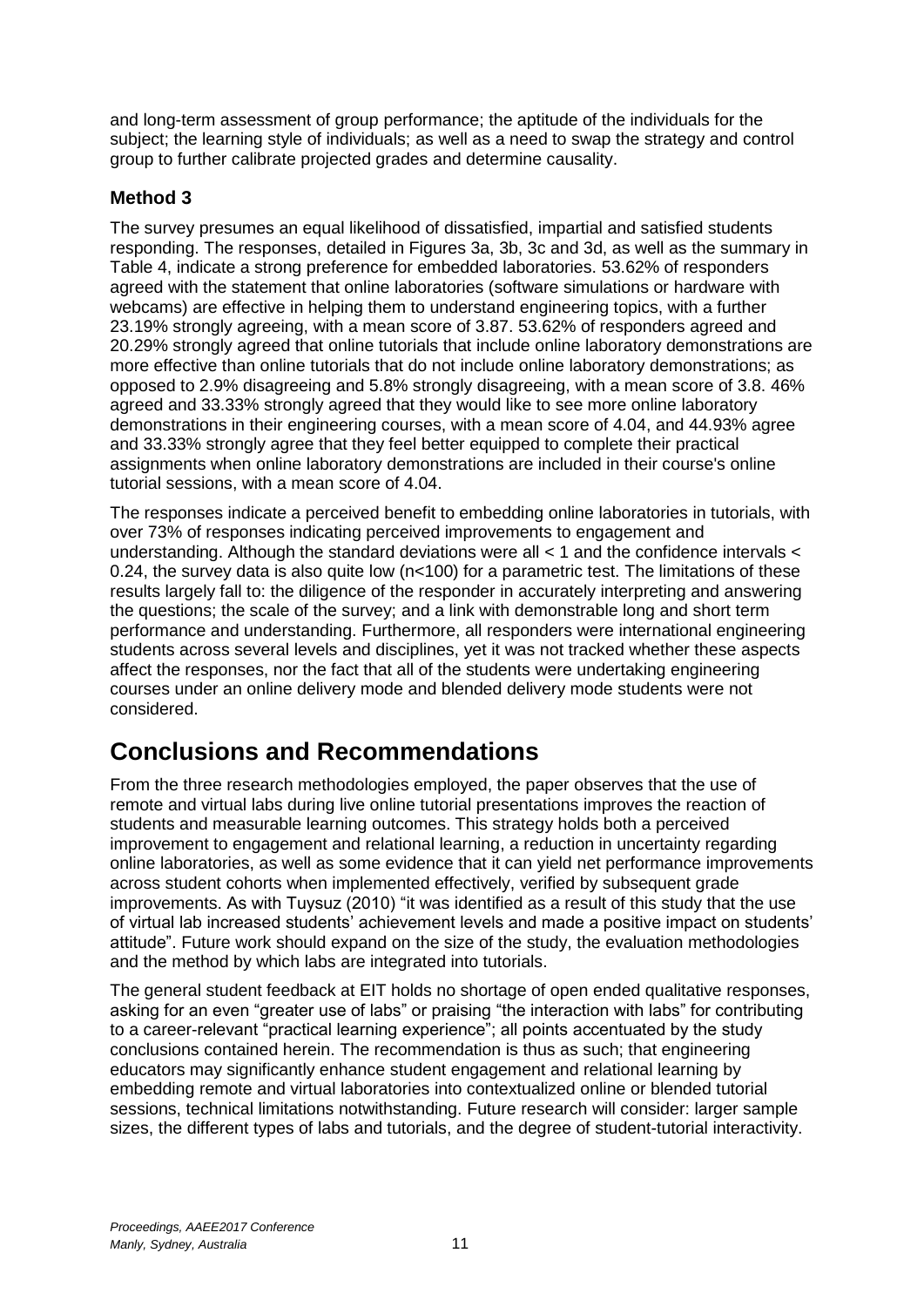and long-term assessment of group performance; the aptitude of the individuals for the subject; the learning style of individuals; as well as a need to swap the strategy and control group to further calibrate projected grades and determine causality.

### Method 3

The survey presumes an equal likelihood of dissatisfied, impartial and satisfied students responding. The responses, detailed in Figures 3a, 3b, 3c and 3d, as well as the summary in Table 4, indicate a strong preference for embedded laboratories. 53.62% of responders agreed with the statement that online laboratories (software simulations or hardware with webcams) are effective in helping them to understand engineering topics, with a further 23.19% strongly agreeing, with a mean score of 3.87. 53.62% of responders agreed and 20.29% strongly agreed that online tutorials that include online laboratory demonstrations are more effective than online tutorials that do not include online laboratory demonstrations; as opposed to 2.9% disagreeing and 5.8% strongly disagreeing, with a mean score of 3.8. 46% agreed and 33.33% strongly agreed that they would like to see more online laboratory demonstrations in their engineering courses, with a mean score of 4.04, and 44.93% agree and 33.33% strongly agree that they feel better equipped to complete their practical assignments when online laboratory demonstrations are included in their course's online tutorial sessions, with a mean score of 4.04.

The responses indicate a perceived benefit to embedding online laboratories in tutorials, with over 73% of responses indicating perceived improvements to engagement and understanding. Although the standard deviations were all < 1 and the confidence intervals < 0.24, the survey data is also quite low (n<100) for a parametric test. The limitations of these results largely fall to: the diligence of the responder in accurately interpreting and answering the questions; the scale of the survey; and a link with demonstrable long and short term performance and understanding. Furthermore, all responders were international engineering students across several levels and disciplines, yet it was not tracked whether these aspects affect the responses, nor the fact that all of the students were undertaking engineering courses under an online delivery mode and blended delivery mode students were not considered.

## Conclusions and Recommendations

From the three research methodologies employed, the paper observes that the use of remote and virtual labs during live online tutorial presentations improves the reaction of students and measurable learning outcomes. This strategy holds both a perceived improvement to engagement and relational learning, a reduction in uncertainty regarding online laboratories, as well as some evidence that it can yield net performance improvements across student cohorts when implemented effectively, verified by subsequent grade improvements. As with Tuysuz (2010) "it was identified as a result of this study that the use of virtual lab increased students' achievement levels and made a positive impact on students' attitude". Future work should expand on the size of the study, the evaluation methodologies and the method by which labs are integrated into tutorials.

The general student feedback at EIT holds no shortage of open ended qualitative responses, asking for an even "greater use of labs" or praising "the interaction with labs" for contributing to a career-relevant "practical learning experience"; all points accentuated by the study conclusions contained herein. The recommendation is thus as such; that engineering educators may significantly enhance student engagement and relational learning by embedding remote and virtual laboratories into contextualized online or blended tutorial sessions, technical limitations notwithstanding. Future research will consider: larger sample sizes, the different types of labs and tutorials, and the degree of student-tutorial interactivity.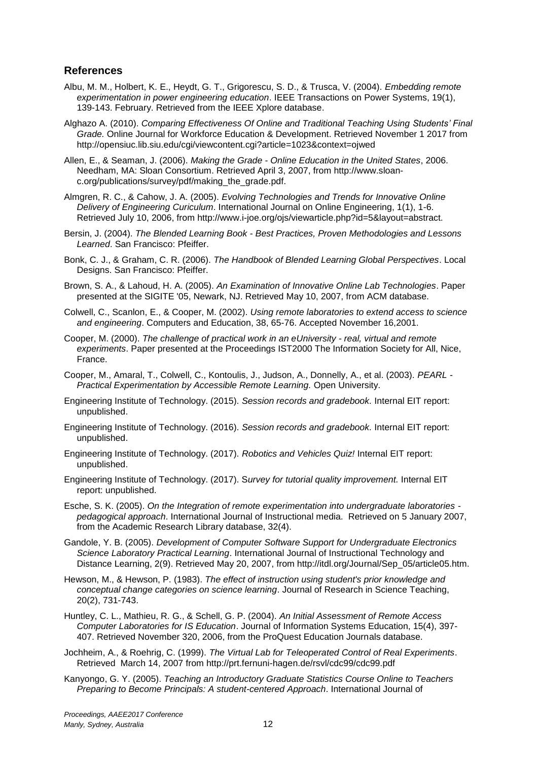## References

Albu, M. M., Holbert, K. E., Heydt, G. T., Grigorescu, S. D., & Trusca, V. (2004). *Embedding remote experimentation in power engineering education*. IEEE Transactions on Power Systems, 19(1), 139-143. February. Retrieved from the IEEE Xplore database.

Alghazo A. (2010). *Comparing Effectiveness Of Online and Traditional Teaching Using Students' Final Grade.* Online Journal for Workforce Education & Development. Retrieved November 1 2017 from http://opensiuc.lib.siu.edu/cgi/viewcontent.cgi?article=1023&context=ojwed

Allen, E., & Seaman, J. (2006). *Making the Grade - Online Education in the United States*, 2006. Needham, MA: Sloan Consortium. Retrieved April 3, 2007, from http://www.sloan-c.org/publications/survey/pdf/making_the_grade.pdf.

Almgren, R. C., & Cahow, J. A. (2005). *Evolving Technologies and Trends for Innovative Online Delivery of Engineering Curiculum*. International Journal on Online Engineering, 1(1), 1-6. Retrieved July 10, 2006, from http://www.i-joe.org/ojs/viewarticle.php?id=5&layout=abstract.

Bersin, J. (2004). *The Blended Learning Book - Best Practices, Proven Methodologies and Lessons Learned*. San Francisco: Pfeiffer.

Bonk, C. J., & Graham, C. R. (2006). *The Handbook of Blended Learning Global Perspectives*. Local Designs. San Francisco: Pfeiffer.

Brown, S. A., & Lahoud, H. A. (2005). *An Examination of Innovative Online Lab Technologies*. Paper presented at the SIGITE '05, Newark, NJ. Retrieved May 10, 2007, from ACM database.

Colwell, C., Scanlon, E., & Cooper, M. (2002). *Using remote laboratories to extend access to science and engineering*. Computers and Education, 38, 65-76. Accepted November 16,2001.

Cooper, M. (2000). *The challenge of practical work in an eUniversity - real, virtual and remote experiments*. Paper presented at the Proceedings IST2000 The Information Society for All, Nice, France.

Cooper, M., Amaral, T., Colwell, C., Kontoulis, J., Judson, A., Donnelly, A., et al. (2003). *PEARL - Practical Experimentation by Accessible Remote Learning.* Open University.

Engineering Institute of Technology. (2015). *Session records and gradebook.* Internal EIT report: unpublished.

Engineering Institute of Technology. (2016). *Session records and gradebook.* Internal EIT report: unpublished.

Engineering Institute of Technology. (2017). *Robotics and Vehicles Quiz!* Internal EIT report: unpublished.

Engineering Institute of Technology. (2017). S*urvey for tutorial quality improvement.* Internal EIT report: unpublished.

Esche, S. K. (2005). *On the Integration of remote experimentation into undergraduate laboratories - pedagogical approach*. International Journal of Instructional media. Retrieved on 5 January 2007, from the Academic Research Library database, 32(4).

Gandole, Y. B. (2005). *Development of Computer Software Support for Undergraduate Electronics Science Laboratory Practical Learning*. International Journal of Instructional Technology and Distance Learning, 2(9). Retrieved May 20, 2007, from http://itdl.org/Journal/Sep_05/article05.htm.

Hewson, M., & Hewson, P. (1983). *The effect of instruction using student's prior knowledge and conceptual change categories on science learning*. Journal of Research in Science Teaching, 20(2), 731-743.

Huntley, C. L., Mathieu, R. G., & Schell, G. P. (2004). *An Initial Assessment of Remote Access Computer Laboratories for IS Education*. Journal of Information Systems Education, 15(4), 397-407. Retrieved November 320, 2006, from the ProQuest Education Journals database.

Jochheim, A., & Roehrig, C. (1999). *The Virtual Lab for Teleoperated Control of Real Experiments*. Retrieved March 14, 2007 from http://prt.fernuni-hagen.de/rsvl/cdc99/cdc99.pdf

Kanyongo, G. Y. (2005). *Teaching an Introductory Graduate Statistics Course Online to Teachers Preparing to Become Principals: A student-centered Approach*. International Journal of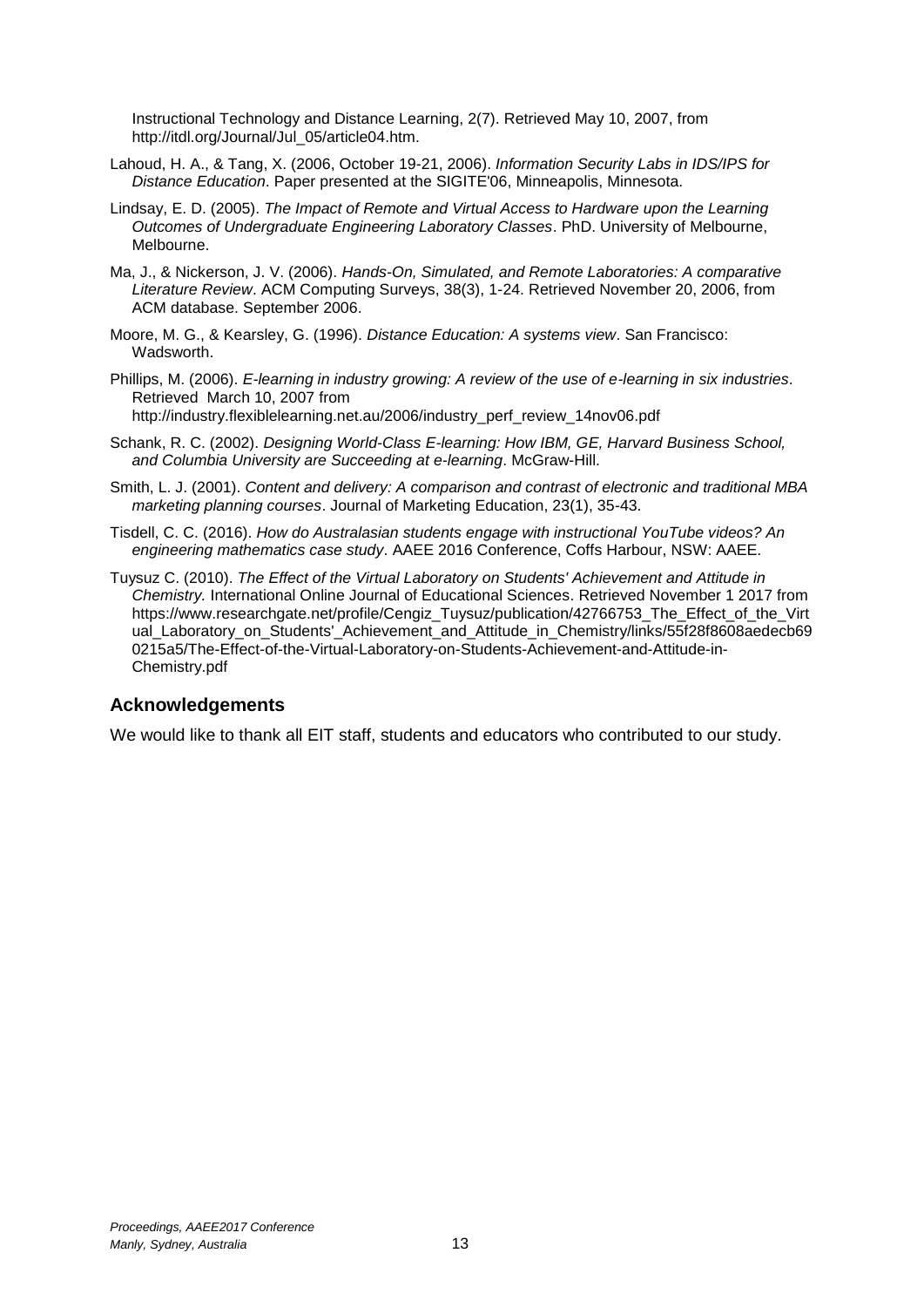Instructional Technology and Distance Learning, 2(7). Retrieved May 10, 2007, from http://itdl.org/Journal/Jul_05/article04.htm.

Lahoud, H. A., & Tang, X. (2006, October 19-21, 2006). *Information Security Labs in IDS/IPS for Distance Education*. Paper presented at the SIGITE'06, Minneapolis, Minnesota.

Lindsay, E. D. (2005). *The Impact of Remote and Virtual Access to Hardware upon the Learning Outcomes of Undergraduate Engineering Laboratory Classes*. PhD. University of Melbourne, Melbourne.

Ma, J., & Nickerson, J. V. (2006). *Hands-On, Simulated, and Remote Laboratories: A comparative Literature Review*. ACM Computing Surveys, 38(3), 1-24. Retrieved November 20, 2006, from ACM database. September 2006.

Moore, M. G., & Kearsley, G. (1996). *Distance Education: A systems view*. San Francisco: Wadsworth.

Phillips, M. (2006). *E-learning in industry growing: A review of the use of e-learning in six industries*. Retrieved March 10, 2007 from http://industry.flexiblelearning.net.au/2006/industry_perf_review_14nov06.pdf

Schank, R. C. (2002). *Designing World-Class E-learning: How IBM, GE, Harvard Business School, and Columbia University are Succeeding at e-learning*. McGraw-Hill.

Smith, L. J. (2001). *Content and delivery: A comparison and contrast of electronic and traditional MBA marketing planning courses*. Journal of Marketing Education, 23(1), 35-43.

Tisdell, C. C. (2016). *How do Australasian students engage with instructional YouTube videos? An engineering mathematics case study*. AAEE 2016 Conference, Coffs Harbour, NSW: AAEE.

Tuysuz C. (2010). *The Effect of the Virtual Laboratory on Students' Achievement and Attitude in Chemistry.* International Online Journal of Educational Sciences. Retrieved November 1 2017 from https://www.researchgate.net/profile/Cengiz_Tuysuz/publication/42766753_The_Effect_of_the_Virtual_Laboratory_on_Students'_Achievement_and_Attitude_in_Chemistry/links/55f28f8608aedecb690215a5/The-Effect-of-the-Virtual-Laboratory-on-Students-Achievement-and-Attitude-in-Chemistry.pdf

## Acknowledgements

We would like to thank all EIT staff, students and educators who contributed to our study.